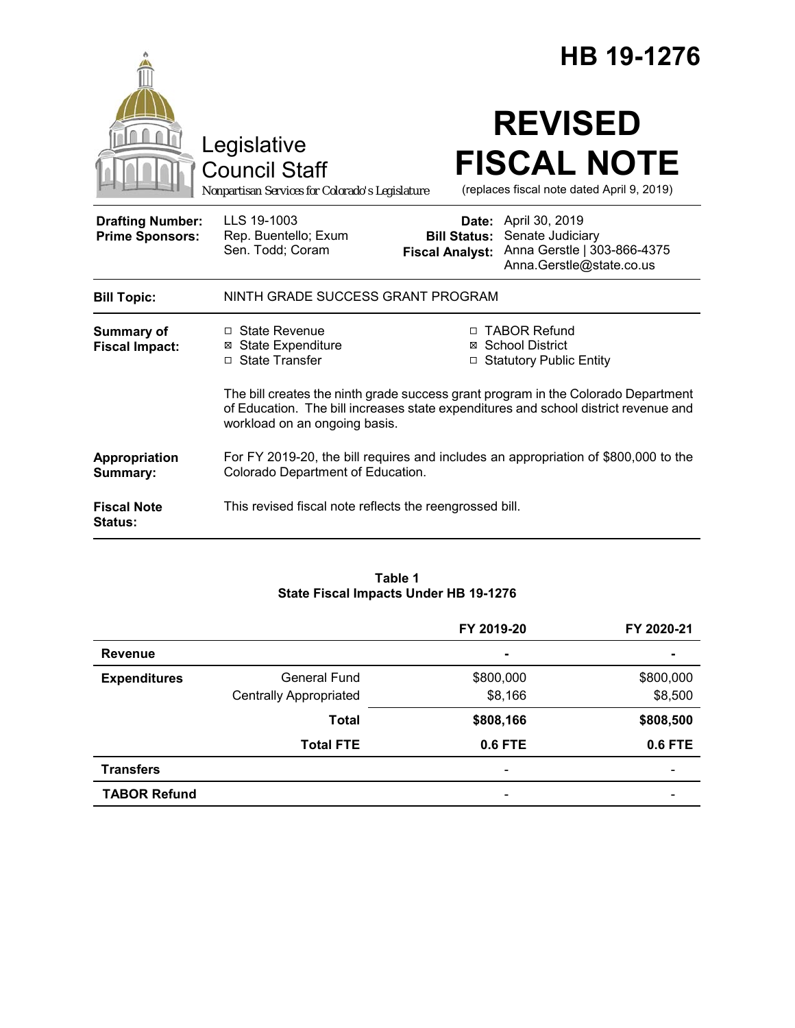# HB 19-1276

Legislative Council Staff

*Nonpartisan Services for Colorado's Legislature*

# REVISED FISCAL NOTE

(replaces fiscal note dated April 9, 2019)

| | | | |
|---|---|---|---|
| **Drafting Number:** | LLS 19-1003 | **Date:** | April 30, 2019 |
| **Prime Sponsors:** | Rep. Buentello; Exum<br>Sen. Todd; Coram | **Bill Status:** | Senate Judiciary |
| | | **Fiscal Analyst:** | Anna Gerstle \| 303-866-4375<br>Anna.Gerstle@state.co.us |

**Bill Topic:** NINTH GRADE SUCCESS GRANT PROGRAM

**Summary of Fiscal Impact:**

- ☐ State Revenue
- ☒ State Expenditure
- ☐ State Transfer
- ☐ TABOR Refund
- ☒ School District
- ☐ Statutory Public Entity

The bill creates the ninth grade success grant program in the Colorado Department of Education. The bill increases state expenditures and school district revenue and workload on an ongoing basis.

**Appropriation Summary:** For FY 2019-20, the bill requires and includes an appropriation of $800,000 to the Colorado Department of Education.

**Fiscal Note Status:** This revised fiscal note reflects the reengrossed bill.

**Table 1**
**State Fiscal Impacts Under HB 19-1276**

| | | FY 2019-20 | FY 2020-21 |
|---|---|---|---|
| **Revenue** | | - | - |
| **Expenditures** | General Fund | $800,000 | $800,000 |
| | Centrally Appropriated | $8,166 | $8,500 |
| | **Total** | **$808,166** | **$808,500** |
| | **Total FTE** | **0.6 FTE** | **0.6 FTE** |
| **Transfers** | | - | - |
| **TABOR Refund** | | - | - |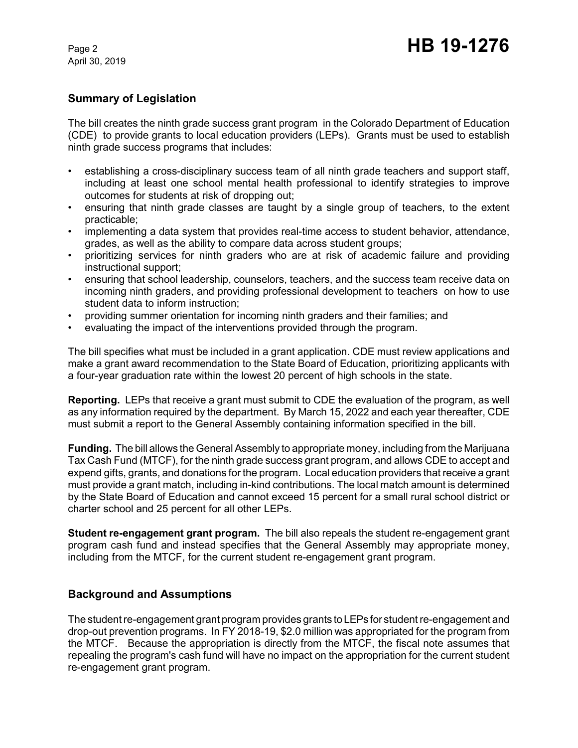## Summary of Legislation

The bill creates the ninth grade success grant program in the Colorado Department of Education (CDE) to provide grants to local education providers (LEPs). Grants must be used to establish ninth grade success programs that includes:

- establishing a cross-disciplinary success team of all ninth grade teachers and support staff, including at least one school mental health professional to identify strategies to improve outcomes for students at risk of dropping out;
- ensuring that ninth grade classes are taught by a single group of teachers, to the extent practicable;
- implementing a data system that provides real-time access to student behavior, attendance, grades, as well as the ability to compare data across student groups;
- prioritizing services for ninth graders who are at risk of academic failure and providing instructional support;
- ensuring that school leadership, counselors, teachers, and the success team receive data on incoming ninth graders, and providing professional development to teachers on how to use student data to inform instruction;
- providing summer orientation for incoming ninth graders and their families; and
- evaluating the impact of the interventions provided through the program.

The bill specifies what must be included in a grant application. CDE must review applications and make a grant award recommendation to the State Board of Education, prioritizing applicants with a four-year graduation rate within the lowest 20 percent of high schools in the state.

**Reporting.** LEPs that receive a grant must submit to CDE the evaluation of the program, as well as any information required by the department. By March 15, 2022 and each year thereafter, CDE must submit a report to the General Assembly containing information specified in the bill.

**Funding.** The bill allows the General Assembly to appropriate money, including from the Marijuana Tax Cash Fund (MTCF), for the ninth grade success grant program, and allows CDE to accept and expend gifts, grants, and donations for the program. Local education providers that receive a grant must provide a grant match, including in-kind contributions. The local match amount is determined by the State Board of Education and cannot exceed 15 percent for a small rural school district or charter school and 25 percent for all other LEPs.

**Student re-engagement grant program.** The bill also repeals the student re-engagement grant program cash fund and instead specifies that the General Assembly may appropriate money, including from the MTCF, for the current student re-engagement grant program.

## Background and Assumptions

The student re-engagement grant program provides grants to LEPs for student re-engagement and drop-out prevention programs. In FY 2018-19, $2.0 million was appropriated for the program from the MTCF. Because the appropriation is directly from the MTCF, the fiscal note assumes that repealing the program's cash fund will have no impact on the appropriation for the current student re-engagement grant program.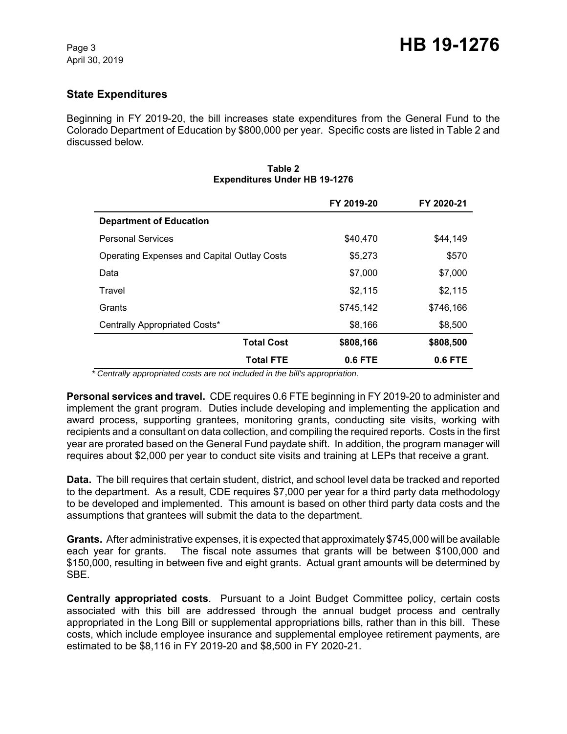## State Expenditures

Beginning in FY 2019-20, the bill increases state expenditures from the General Fund to the Colorado Department of Education by $800,000 per year. Specific costs are listed in Table 2 and discussed below.

**Table 2**
**Expenditures Under HB 19-1276**

| | FY 2019-20 | FY 2020-21 |
|---|---|---|
| **Department of Education** | | |
| Personal Services | $40,470 | $44,149 |
| Operating Expenses and Capital Outlay Costs | $5,273 | $570 |
| Data | $7,000 | $7,000 |
| Travel | $2,115 | $2,115 |
| Grants | $745,142 | $746,166 |
| Centrally Appropriated Costs* | $8,166 | $8,500 |
| **Total Cost** | **$808,166** | **$808,500** |
| **Total FTE** | **0.6 FTE** | **0.6 FTE** |

*\* Centrally appropriated costs are not included in the bill's appropriation.*

**Personal services and travel.** CDE requires 0.6 FTE beginning in FY 2019-20 to administer and implement the grant program. Duties include developing and implementing the application and award process, supporting grantees, monitoring grants, conducting site visits, working with recipients and a consultant on data collection, and compiling the required reports. Costs in the first year are prorated based on the General Fund paydate shift. In addition, the program manager will requires about $2,000 per year to conduct site visits and training at LEPs that receive a grant.

**Data.** The bill requires that certain student, district, and school level data be tracked and reported to the department. As a result, CDE requires $7,000 per year for a third party data methodology to be developed and implemented. This amount is based on other third party data costs and the assumptions that grantees will submit the data to the department.

**Grants.** After administrative expenses, it is expected that approximately $745,000 will be available each year for grants. The fiscal note assumes that grants will be between $100,000 and $150,000, resulting in between five and eight grants. Actual grant amounts will be determined by SBE.

**Centrally appropriated costs**. Pursuant to a Joint Budget Committee policy, certain costs associated with this bill are addressed through the annual budget process and centrally appropriated in the Long Bill or supplemental appropriations bills, rather than in this bill. These costs, which include employee insurance and supplemental employee retirement payments, are estimated to be $8,116 in FY 2019-20 and $8,500 in FY 2020-21.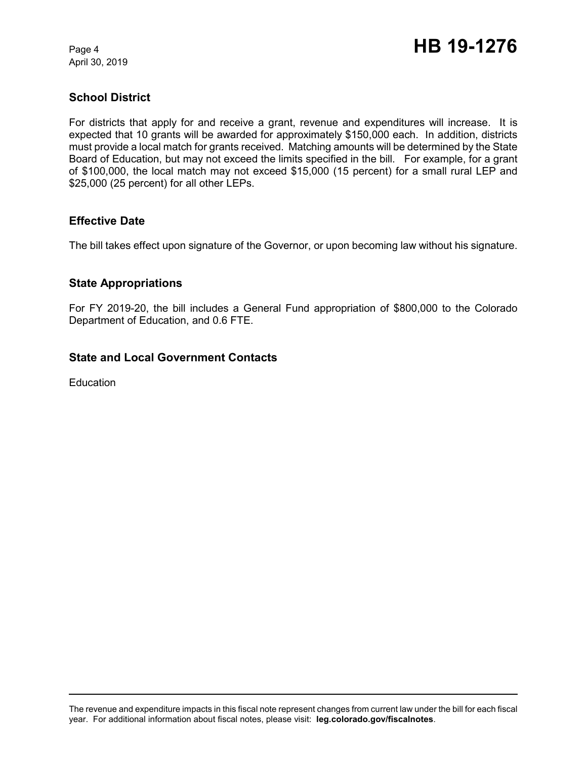## School District

For districts that apply for and receive a grant, revenue and expenditures will increase. It is expected that 10 grants will be awarded for approximately $150,000 each. In addition, districts must provide a local match for grants received. Matching amounts will be determined by the State Board of Education, but may not exceed the limits specified in the bill. For example, for a grant of $100,000, the local match may not exceed $15,000 (15 percent) for a small rural LEP and $25,000 (25 percent) for all other LEPs.

## Effective Date

The bill takes effect upon signature of the Governor, or upon becoming law without his signature.

## State Appropriations

For FY 2019-20, the bill includes a General Fund appropriation of $800,000 to the Colorado Department of Education, and 0.6 FTE.

## State and Local Government Contacts

Education

The revenue and expenditure impacts in this fiscal note represent changes from current law under the bill for each fiscal year. For additional information about fiscal notes, please visit: **leg.colorado.gov/fiscalnotes**.